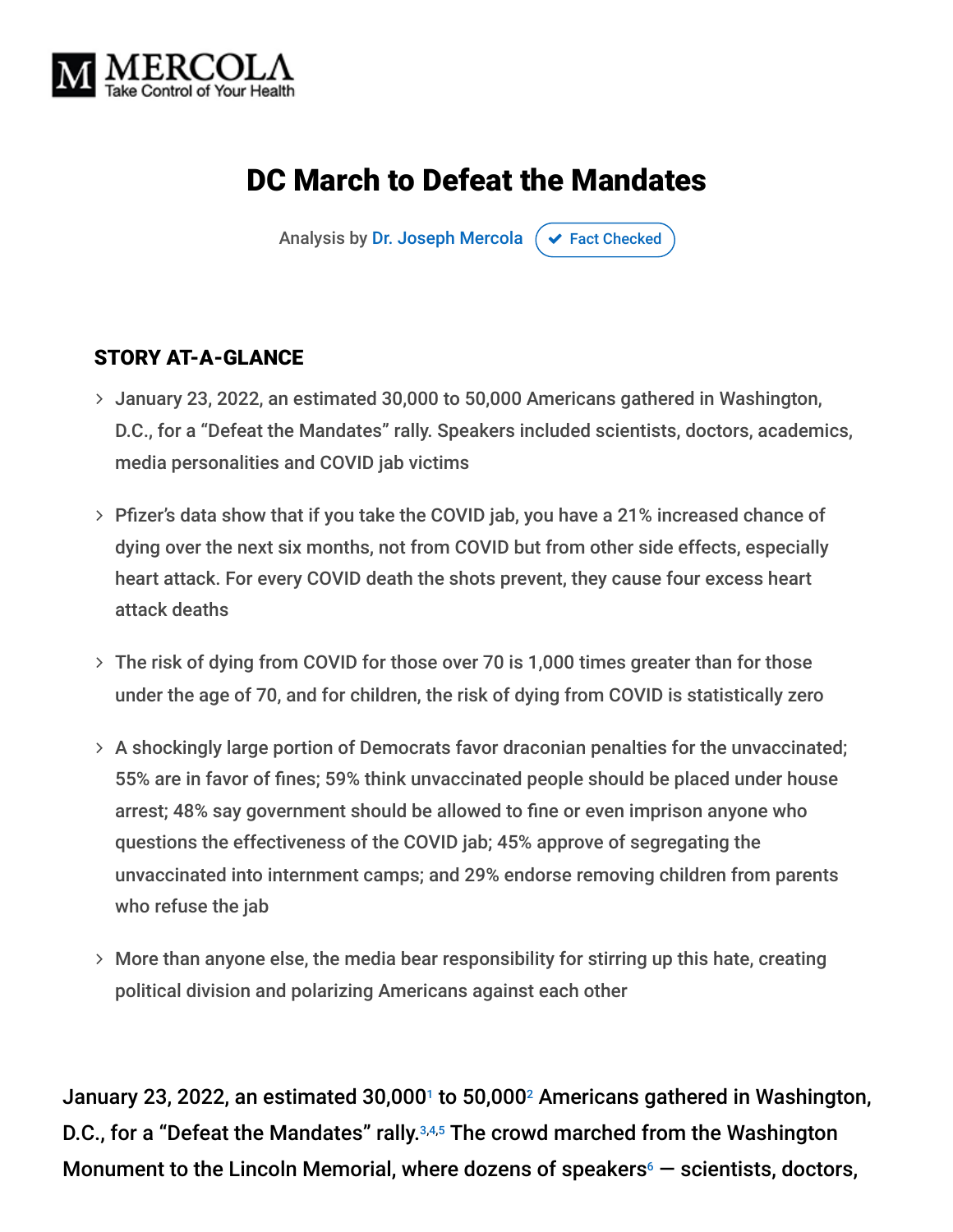# DC March to Defeat the Mandates

Analysis by Dr. Joseph Mercola ✔ Fact Checked

## STORY AT-A-GLANCE

- January 23, 2022, an estimated 30,000 to 50,000 Americans gathered in Washington, D.C., for a "Defeat the Mandates" rally. Speakers included scientists, doctors, academics, media personalities and COVID jab victims
- Pfizer's data show that if you take the COVID jab, you have a 21% increased chance of dying over the next six months, not from COVID but from other side effects, especially heart attack. For every COVID death the shots prevent, they cause four excess heart attack deaths
- The risk of dying from COVID for those over 70 is 1,000 times greater than for those under the age of 70, and for children, the risk of dying from COVID is statistically zero
- A shockingly large portion of Democrats favor draconian penalties for the unvaccinated; 55% are in favor of fines; 59% think unvaccinated people should be placed under house arrest; 48% say government should be allowed to fine or even imprison anyone who questions the effectiveness of the COVID jab; 45% approve of segregating the unvaccinated into internment camps; and 29% endorse removing children from parents who refuse the jab
- More than anyone else, the media bear responsibility for stirring up this hate, creating political division and polarizing Americans against each other

January 23, 2022, an estimated 30,000[1] to 50,000[2] Americans gathered in Washington, D.C., for a "Defeat the Mandates" rally.[3,4,5] The crowd marched from the Washington Monument to the Lincoln Memorial, where dozens of speakers[6] — scientists, doctors,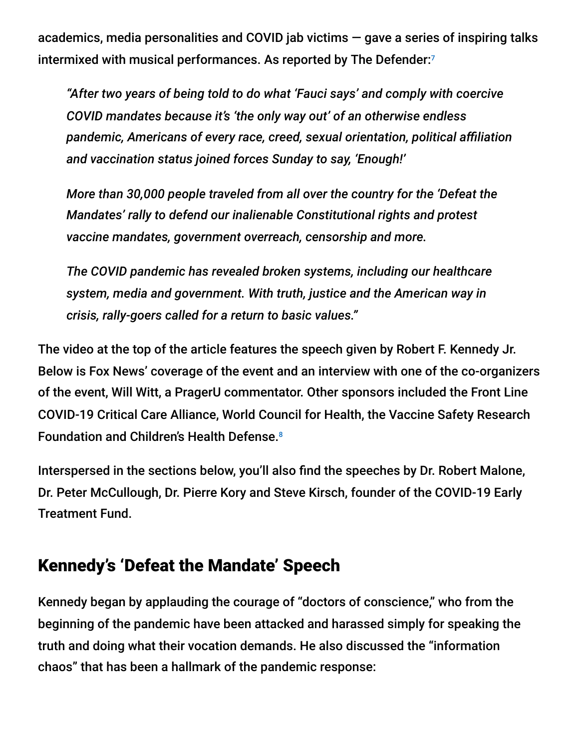academics, media personalities and COVID jab victims — gave a series of inspiring talks intermixed with musical performances. As reported by The Defender:[7]

> *"After two years of being told to do what 'Fauci says' and comply with coercive COVID mandates because it's 'the only way out' of an otherwise endless pandemic, Americans of every race, creed, sexual orientation, political affiliation and vaccination status joined forces Sunday to say, 'Enough!'*
>
> *More than 30,000 people traveled from all over the country for the 'Defeat the Mandates' rally to defend our inalienable Constitutional rights and protest vaccine mandates, government overreach, censorship and more.*
>
> *The COVID pandemic has revealed broken systems, including our healthcare system, media and government. With truth, justice and the American way in crisis, rally-goers called for a return to basic values."*

The video at the top of the article features the speech given by Robert F. Kennedy Jr. Below is Fox News' coverage of the event and an interview with one of the co-organizers of the event, Will Witt, a PragerU commentator. Other sponsors included the Front Line COVID-19 Critical Care Alliance, World Council for Health, the Vaccine Safety Research Foundation and Children's Health Defense.[8]

Interspersed in the sections below, you'll also find the speeches by Dr. Robert Malone, Dr. Peter McCullough, Dr. Pierre Kory and Steve Kirsch, founder of the COVID-19 Early Treatment Fund.

## Kennedy's 'Defeat the Mandate' Speech

Kennedy began by applauding the courage of "doctors of conscience," who from the beginning of the pandemic have been attacked and harassed simply for speaking the truth and doing what their vocation demands. He also discussed the "information chaos" that has been a hallmark of the pandemic response: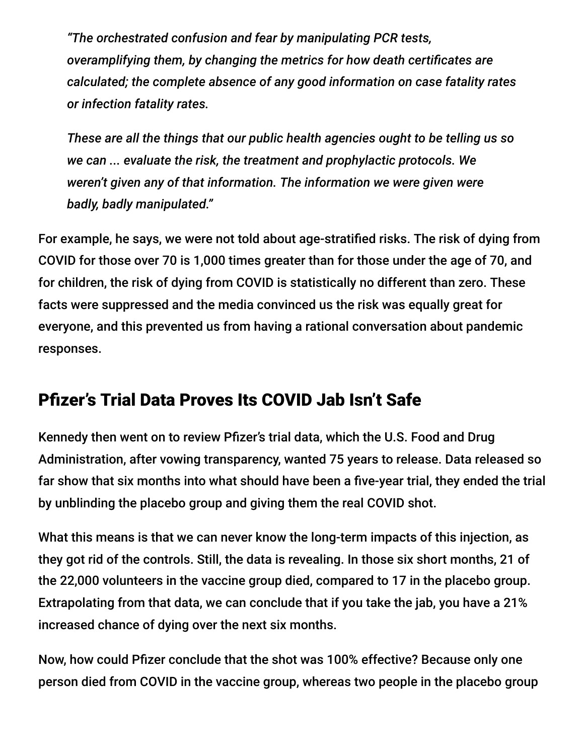> *"The orchestrated confusion and fear by manipulating PCR tests, overamplifying them, by changing the metrics for how death certificates are calculated; the complete absence of any good information on case fatality rates or infection fatality rates.*
>
> *These are all the things that our public health agencies ought to be telling us so we can ... evaluate the risk, the treatment and prophylactic protocols. We weren't given any of that information. The information we were given were badly, badly manipulated."*

For example, he says, we were not told about age-stratified risks. The risk of dying from COVID for those over 70 is 1,000 times greater than for those under the age of 70, and for children, the risk of dying from COVID is statistically no different than zero. These facts were suppressed and the media convinced us the risk was equally great for everyone, and this prevented us from having a rational conversation about pandemic responses.

## Pfizer's Trial Data Proves Its COVID Jab Isn't Safe

Kennedy then went on to review Pfizer's trial data, which the U.S. Food and Drug Administration, after vowing transparency, wanted 75 years to release. Data released so far show that six months into what should have been a five-year trial, they ended the trial by unblinding the placebo group and giving them the real COVID shot.

What this means is that we can never know the long-term impacts of this injection, as they got rid of the controls. Still, the data is revealing. In those six short months, 21 of the 22,000 volunteers in the vaccine group died, compared to 17 in the placebo group. Extrapolating from that data, we can conclude that if you take the jab, you have a 21% increased chance of dying over the next six months.

Now, how could Pfizer conclude that the shot was 100% effective? Because only one person died from COVID in the vaccine group, whereas two people in the placebo group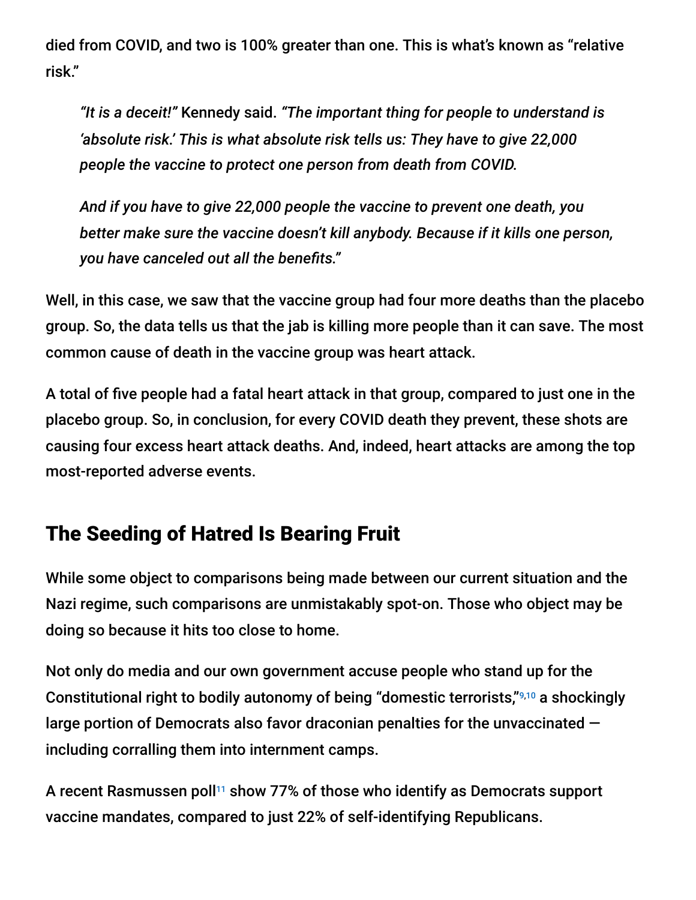died from COVID, and two is 100% greater than one. This is what's known as "relative risk."

> *"It is a deceit!"* Kennedy said. *"The important thing for people to understand is 'absolute risk.' This is what absolute risk tells us: They have to give 22,000 people the vaccine to protect one person from death from COVID.*
>
> *And if you have to give 22,000 people the vaccine to prevent one death, you better make sure the vaccine doesn't kill anybody. Because if it kills one person, you have canceled out all the benefits."*

Well, in this case, we saw that the vaccine group had four more deaths than the placebo group. So, the data tells us that the jab is killing more people than it can save. The most common cause of death in the vaccine group was heart attack.

A total of five people had a fatal heart attack in that group, compared to just one in the placebo group. So, in conclusion, for every COVID death they prevent, these shots are causing four excess heart attack deaths. And, indeed, heart attacks are among the top most-reported adverse events.

## The Seeding of Hatred Is Bearing Fruit

While some object to comparisons being made between our current situation and the Nazi regime, such comparisons are unmistakably spot-on. Those who object may be doing so because it hits too close to home.

Not only do media and our own government accuse people who stand up for the Constitutional right to bodily autonomy of being "domestic terrorists,"[9,10] a shockingly large portion of Democrats also favor draconian penalties for the unvaccinated — including corralling them into internment camps.

A recent Rasmussen poll[11] show 77% of those who identify as Democrats support vaccine mandates, compared to just 22% of self-identifying Republicans.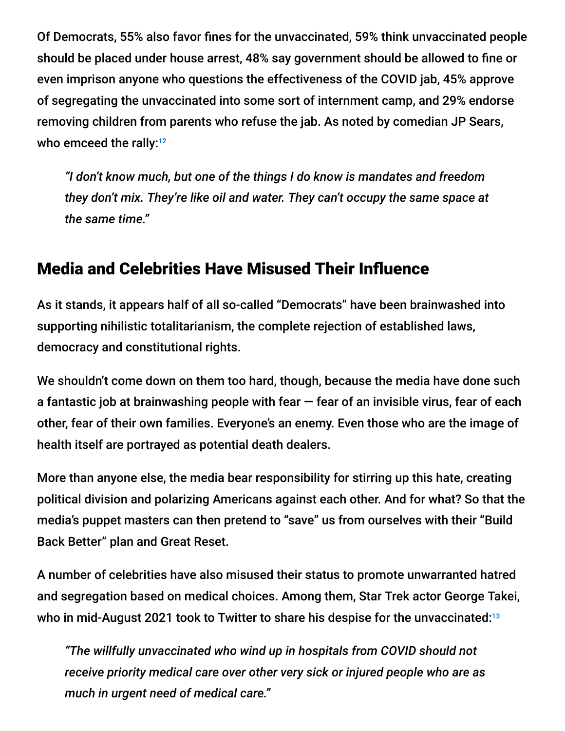Of Democrats, 55% also favor fines for the unvaccinated, 59% think unvaccinated people should be placed under house arrest, 48% say government should be allowed to fine or even imprison anyone who questions the effectiveness of the COVID jab, 45% approve of segregating the unvaccinated into some sort of internment camp, and 29% endorse removing children from parents who refuse the jab. As noted by comedian JP Sears, who emceed the rally:[12]

> *"I don't know much, but one of the things I do know is mandates and freedom they don't mix. They're like oil and water. They can't occupy the same space at the same time."*

## Media and Celebrities Have Misused Their Influence

As it stands, it appears half of all so-called "Democrats" have been brainwashed into supporting nihilistic totalitarianism, the complete rejection of established laws, democracy and constitutional rights.

We shouldn't come down on them too hard, though, because the media have done such a fantastic job at brainwashing people with fear — fear of an invisible virus, fear of each other, fear of their own families. Everyone's an enemy. Even those who are the image of health itself are portrayed as potential death dealers.

More than anyone else, the media bear responsibility for stirring up this hate, creating political division and polarizing Americans against each other. And for what? So that the media's puppet masters can then pretend to "save" us from ourselves with their "Build Back Better" plan and Great Reset.

A number of celebrities have also misused their status to promote unwarranted hatred and segregation based on medical choices. Among them, Star Trek actor George Takei, who in mid-August 2021 took to Twitter to share his despise for the unvaccinated:[13]

> *"The willfully unvaccinated who wind up in hospitals from COVID should not receive priority medical care over other very sick or injured people who are as much in urgent need of medical care."*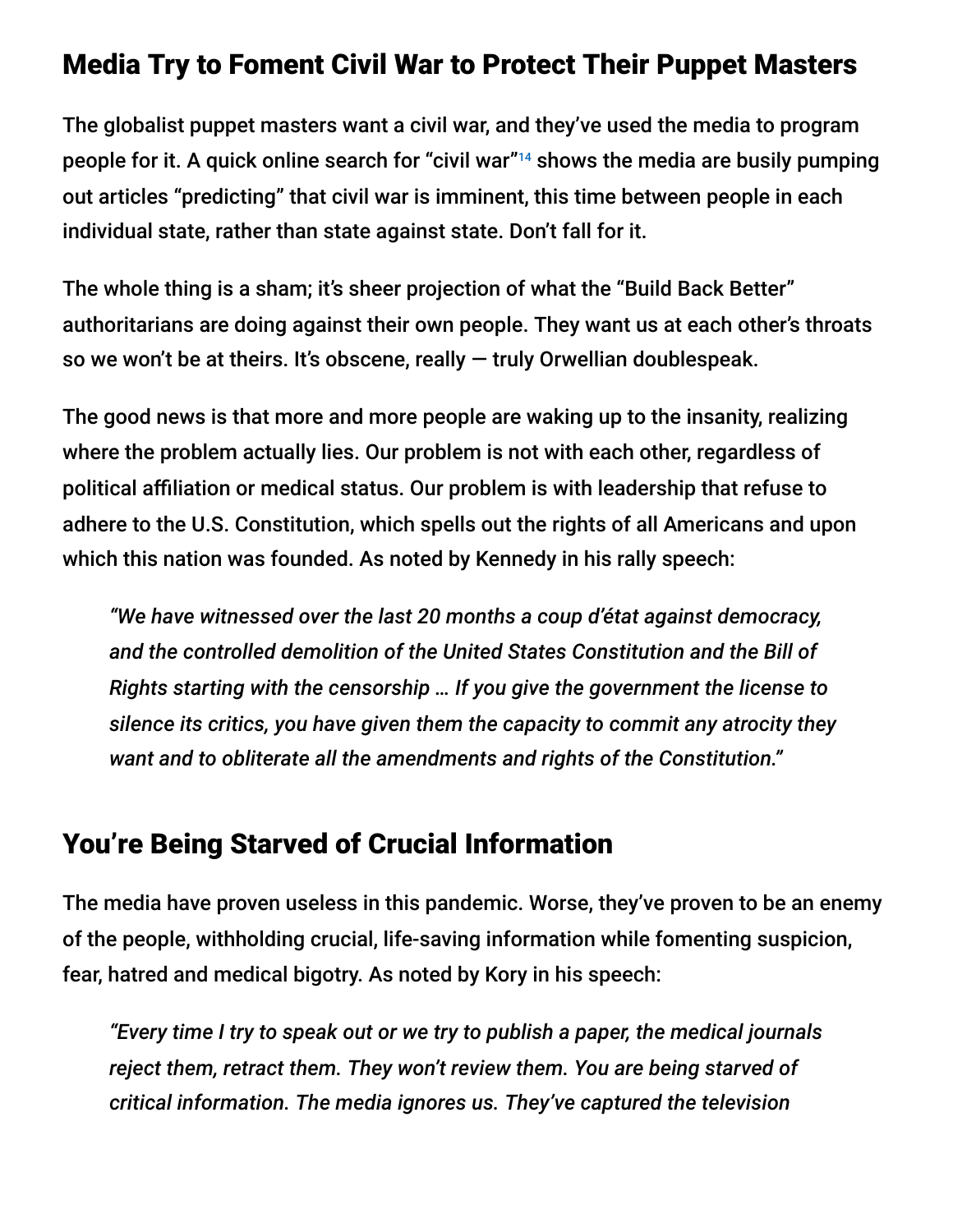## Media Try to Foment Civil War to Protect Their Puppet Masters

The globalist puppet masters want a civil war, and they've used the media to program people for it. A quick online search for "civil war"[14] shows the media are busily pumping out articles "predicting" that civil war is imminent, this time between people in each individual state, rather than state against state. Don't fall for it.

The whole thing is a sham; it's sheer projection of what the "Build Back Better" authoritarians are doing against their own people. They want us at each other's throats so we won't be at theirs. It's obscene, really — truly Orwellian doublespeak.

The good news is that more and more people are waking up to the insanity, realizing where the problem actually lies. Our problem is not with each other, regardless of political affiliation or medical status. Our problem is with leadership that refuse to adhere to the U.S. Constitution, which spells out the rights of all Americans and upon which this nation was founded. As noted by Kennedy in his rally speech:

> *"We have witnessed over the last 20 months a coup d'état against democracy, and the controlled demolition of the United States Constitution and the Bill of Rights starting with the censorship … If you give the government the license to silence its critics, you have given them the capacity to commit any atrocity they want and to obliterate all the amendments and rights of the Constitution."*

## You're Being Starved of Crucial Information

The media have proven useless in this pandemic. Worse, they've proven to be an enemy of the people, withholding crucial, life-saving information while fomenting suspicion, fear, hatred and medical bigotry. As noted by Kory in his speech:

> *"Every time I try to speak out or we try to publish a paper, the medical journals reject them, retract them. They won't review them. You are being starved of critical information. The media ignores us. They've captured the television*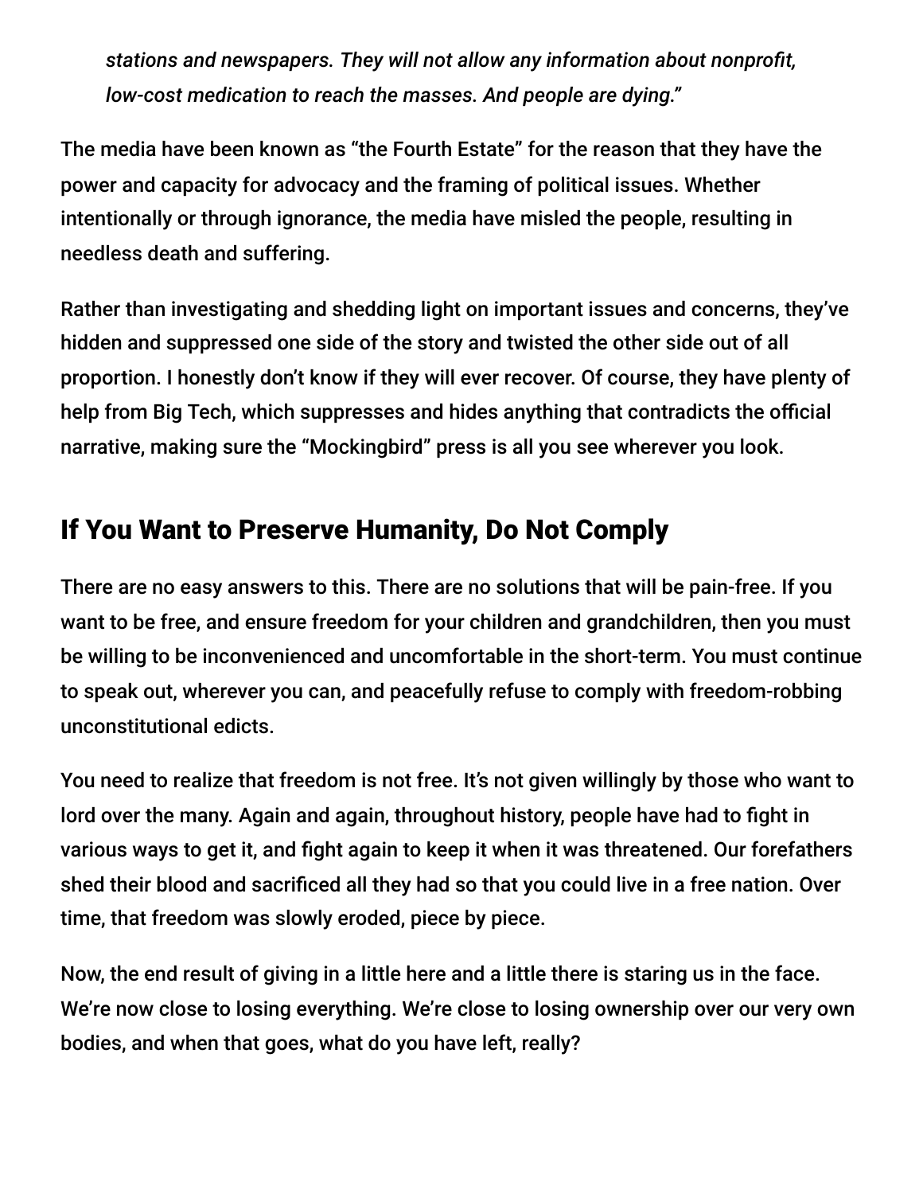> *stations and newspapers. They will not allow any information about nonprofit, low-cost medication to reach the masses. And people are dying."*

The media have been known as "the Fourth Estate" for the reason that they have the power and capacity for advocacy and the framing of political issues. Whether intentionally or through ignorance, the media have misled the people, resulting in needless death and suffering.

Rather than investigating and shedding light on important issues and concerns, they've hidden and suppressed one side of the story and twisted the other side out of all proportion. I honestly don't know if they will ever recover. Of course, they have plenty of help from Big Tech, which suppresses and hides anything that contradicts the official narrative, making sure the "Mockingbird" press is all you see wherever you look.

## If You Want to Preserve Humanity, Do Not Comply

There are no easy answers to this. There are no solutions that will be pain-free. If you want to be free, and ensure freedom for your children and grandchildren, then you must be willing to be inconvenienced and uncomfortable in the short-term. You must continue to speak out, wherever you can, and peacefully refuse to comply with freedom-robbing unconstitutional edicts.

You need to realize that freedom is not free. It's not given willingly by those who want to lord over the many. Again and again, throughout history, people have had to fight in various ways to get it, and fight again to keep it when it was threatened. Our forefathers shed their blood and sacrificed all they had so that you could live in a free nation. Over time, that freedom was slowly eroded, piece by piece.

Now, the end result of giving in a little here and a little there is staring us in the face. We're now close to losing everything. We're close to losing ownership over our very own bodies, and when that goes, what do you have left, really?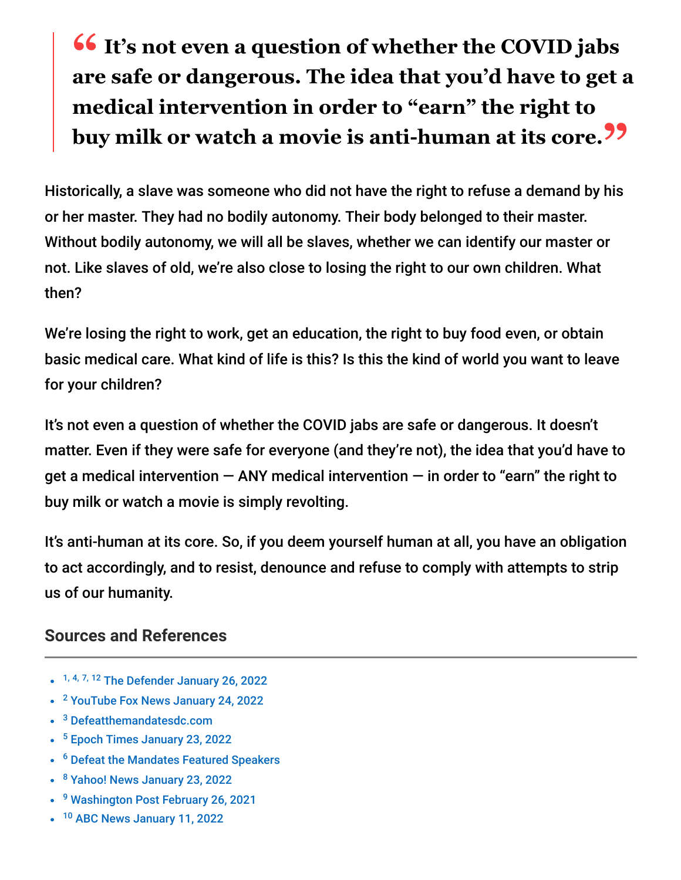> **“It’s not even a question of whether the COVID jabs are safe or dangerous. The idea that you’d have to get a medical intervention in order to “earn” the right to buy milk or watch a movie is anti-human at its core.”**

Historically, a slave was someone who did not have the right to refuse a demand by his or her master. They had no bodily autonomy. Their body belonged to their master. Without bodily autonomy, we will all be slaves, whether we can identify our master or not. Like slaves of old, we’re also close to losing the right to our own children. What then?

We’re losing the right to work, get an education, the right to buy food even, or obtain basic medical care. What kind of life is this? Is this the kind of world you want to leave for your children?

It’s not even a question of whether the COVID jabs are safe or dangerous. It doesn’t matter. Even if they were safe for everyone (and they’re not), the idea that you’d have to get a medical intervention — ANY medical intervention — in order to “earn” the right to buy milk or watch a movie is simply revolting.

It’s anti-human at its core. So, if you deem yourself human at all, you have an obligation to act accordingly, and to resist, denounce and refuse to comply with attempts to strip us of our humanity.

## Sources and References

- [1, 4, 7, 12] The Defender January 26, 2022
- [2] YouTube Fox News January 24, 2022
- [3] Defeatthemandatesdc.com
- [5] Epoch Times January 23, 2022
- [6] Defeat the Mandates Featured Speakers
- [8] Yahoo! News January 23, 2022
- [9] Washington Post February 26, 2021
- [10] ABC News January 11, 2022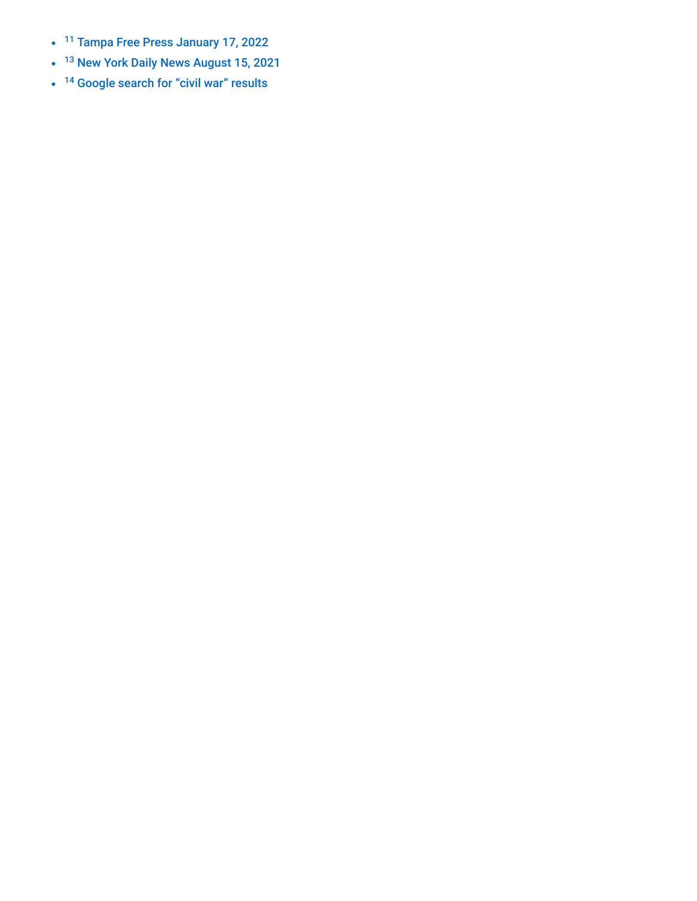- [11] Tampa Free Press January 17, 2022
- [13] New York Daily News August 15, 2021
- [14] Google search for “civil war” results